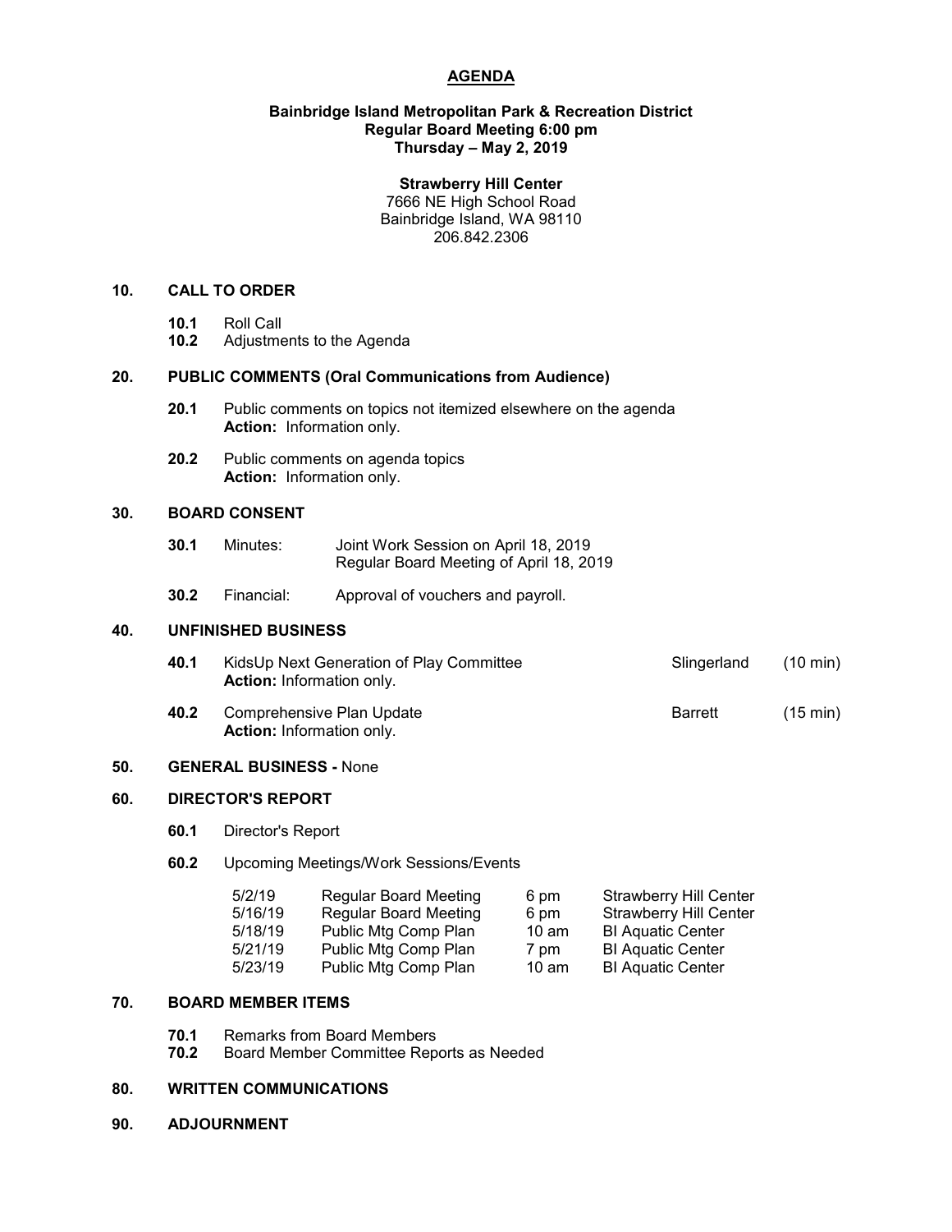# AGENDA

**Bainbridge Island Metropolitan Park & Recreation District**
**Regular Board Meeting 6:00 pm**
**Thursday – May 2, 2019**

**Strawberry Hill Center**
7666 NE High School Road
Bainbridge Island, WA 98110
206.842.2306

## 10. CALL TO ORDER

- **10.1** Roll Call
- **10.2** Adjustments to the Agenda

## 20. PUBLIC COMMENTS (Oral Communications from Audience)

- **20.1** Public comments on topics not itemized elsewhere on the agenda
  **Action:** Information only.
- **20.2** Public comments on agenda topics
  **Action:** Information only.

## 30. BOARD CONSENT

- **30.1** Minutes: Joint Work Session on April 18, 2019
  Regular Board Meeting of April 18, 2019
- **30.2** Financial: Approval of vouchers and payroll.

## 40. UNFINISHED BUSINESS

- **40.1** KidsUp Next Generation of Play Committee — Slingerland (10 min)
  **Action:** Information only.
- **40.2** Comprehensive Plan Update — Barrett (15 min)
  **Action:** Information only.

## 50. GENERAL BUSINESS - None

## 60. DIRECTOR'S REPORT

- **60.1** Director's Report
- **60.2** Upcoming Meetings/Work Sessions/Events

| Date | Event | Time | Location |
|---|---|---|---|
| 5/2/19 | Regular Board Meeting | 6 pm | Strawberry Hill Center |
| 5/16/19 | Regular Board Meeting | 6 pm | Strawberry Hill Center |
| 5/18/19 | Public Mtg Comp Plan | 10 am | BI Aquatic Center |
| 5/21/19 | Public Mtg Comp Plan | 7 pm | BI Aquatic Center |
| 5/23/19 | Public Mtg Comp Plan | 10 am | BI Aquatic Center |

## 70. BOARD MEMBER ITEMS

- **70.1** Remarks from Board Members
- **70.2** Board Member Committee Reports as Needed

## 80. WRITTEN COMMUNICATIONS

## 90. ADJOURNMENT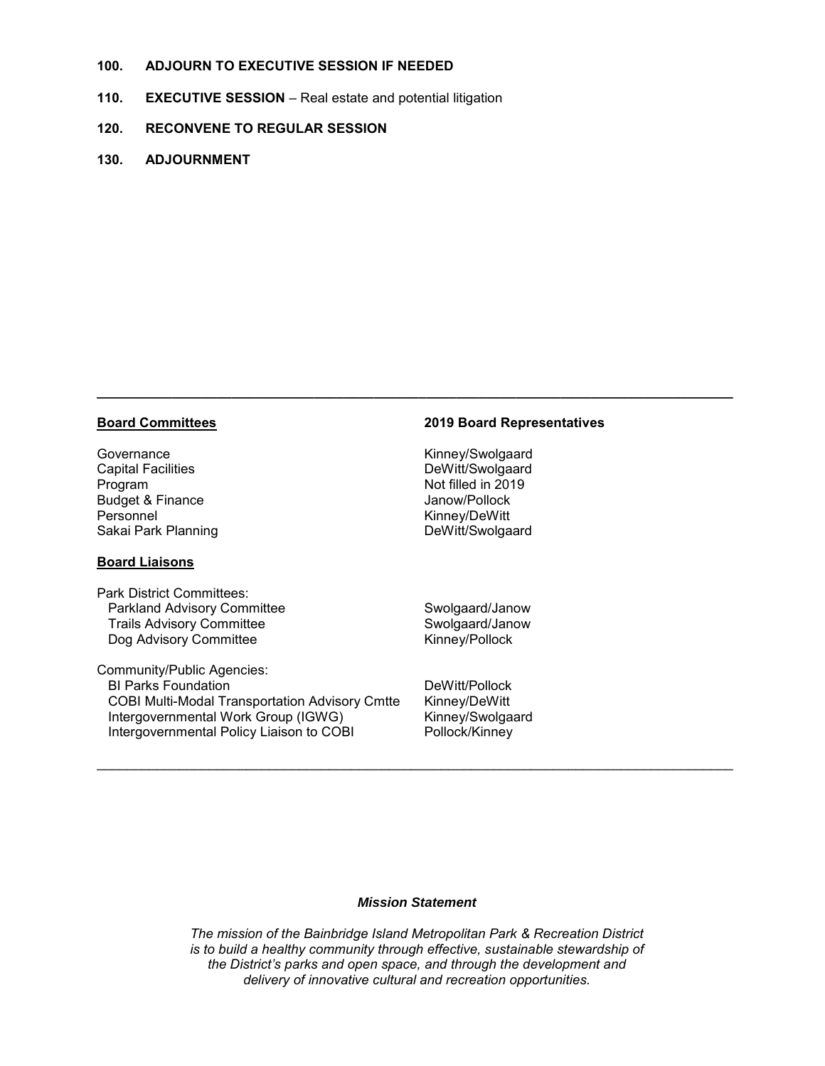**100. ADJOURN TO EXECUTIVE SESSION IF NEEDED**

**110. EXECUTIVE SESSION** – Real estate and potential litigation

**120. RECONVENE TO REGULAR SESSION**

**130. ADJOURNMENT**

---

| **Board Committees** | **2019 Board Representatives** |
|---|---|
| Governance | Kinney/Swolgaard |
| Capital Facilities | DeWitt/Swolgaard |
| Program | Not filled in 2019 |
| Budget & Finance | Janow/Pollock |
| Personnel | Kinney/DeWitt |
| Sakai Park Planning | DeWitt/Swolgaard |

**Board Liaisons**

| | |
|---|---|
| Park District Committees: | |
| Parkland Advisory Committee | Swolgaard/Janow |
| Trails Advisory Committee | Swolgaard/Janow |
| Dog Advisory Committee | Kinney/Pollock |
| Community/Public Agencies: | |
| BI Parks Foundation | DeWitt/Pollock |
| COBI Multi-Modal Transportation Advisory Cmtte | Kinney/DeWitt |
| Intergovernmental Work Group (IGWG) | Kinney/Swolgaard |
| Intergovernmental Policy Liaison to COBI | Pollock/Kinney |

---

***Mission Statement***

*The mission of the Bainbridge Island Metropolitan Park & Recreation District is to build a healthy community through effective, sustainable stewardship of the District's parks and open space, and through the development and delivery of innovative cultural and recreation opportunities.*